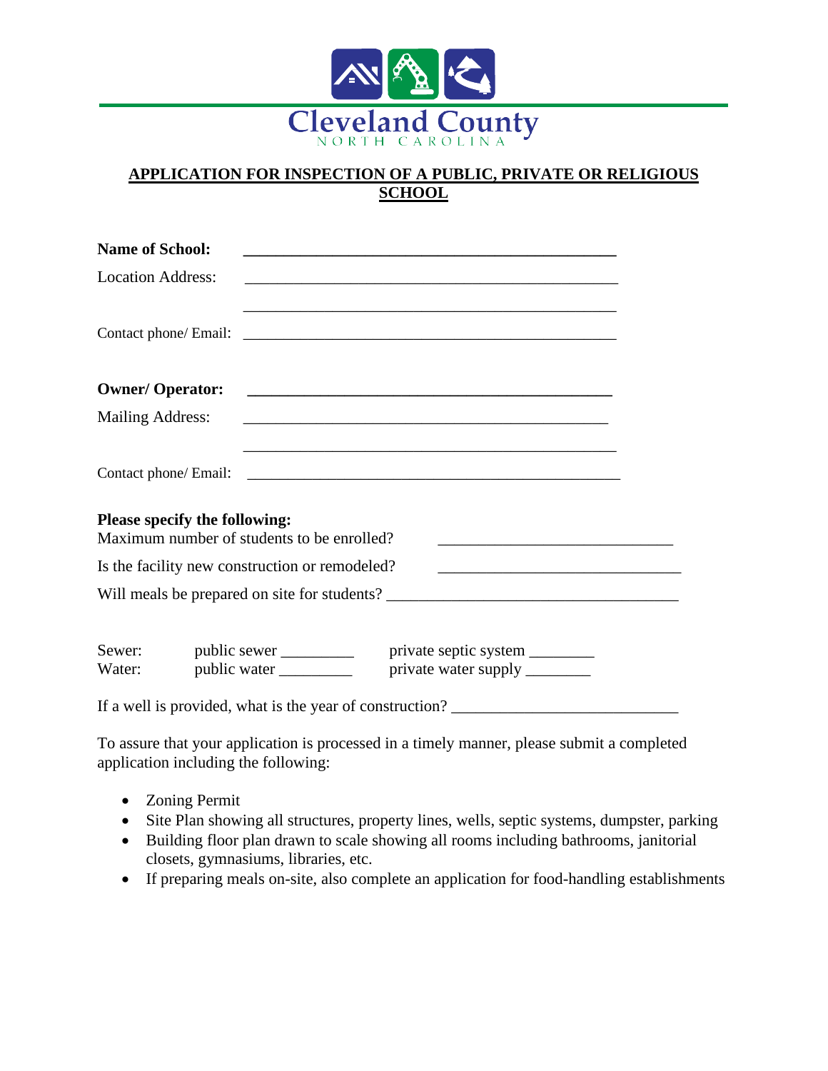Cleveland County
NORTH CAROLINA

## APPLICATION FOR INSPECTION OF A PUBLIC, PRIVATE OR RELIGIOUS SCHOOL

**Name of School:** _______________________________________________

Location Address: _______________________________________________

_______________________________________________

Contact phone/ Email: _______________________________________________

**Owner/ Operator:** _______________________________________________

Mailing Address: _______________________________________________

_______________________________________________

Contact phone/ Email: _______________________________________________

**Please specify the following:**

Maximum number of students to be enrolled? ______________________________

Is the facility new construction or remodeled? ______________________________

Will meals be prepared on site for students? ______________________________

Sewer: public sewer _________ private septic system ________

Water: public water _________ private water supply ________

If a well is provided, what is the year of construction? ___________________________

To assure that your application is processed in a timely manner, please submit a completed application including the following:

- Zoning Permit
- Site Plan showing all structures, property lines, wells, septic systems, dumpster, parking
- Building floor plan drawn to scale showing all rooms including bathrooms, janitorial closets, gymnasiums, libraries, etc.
- If preparing meals on-site, also complete an application for food-handling establishments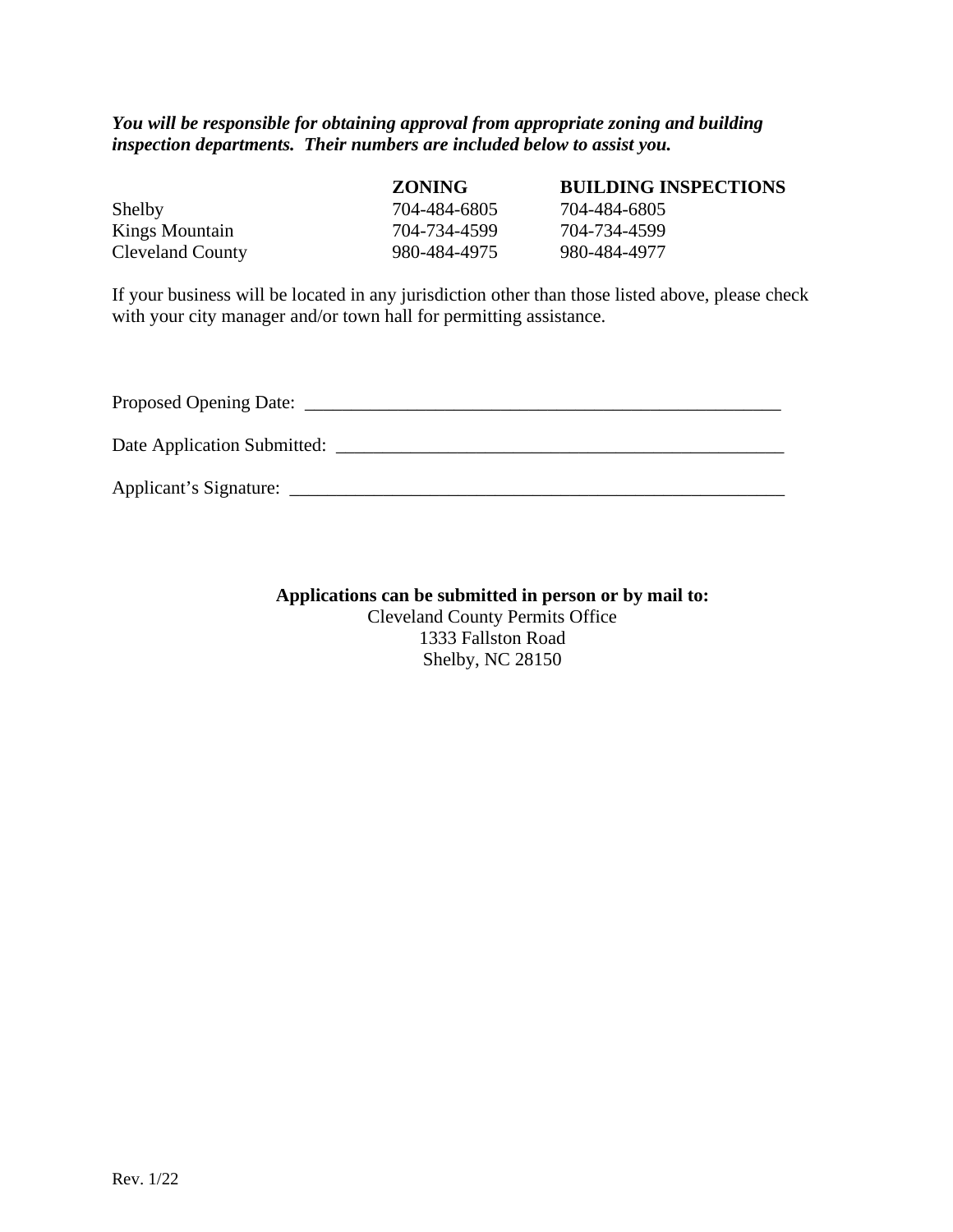***You will be responsible for obtaining approval from appropriate zoning and building inspection departments. Their numbers are included below to assist you.***

| | **ZONING** | **BUILDING INSPECTIONS** |
|---|---|---|
| Shelby | 704-484-6805 | 704-484-6805 |
| Kings Mountain | 704-734-4599 | 704-734-4599 |
| Cleveland County | 980-484-4975 | 980-484-4977 |

If your business will be located in any jurisdiction other than those listed above, please check with your city manager and/or town hall for permitting assistance.

Proposed Opening Date: ____________________________________________________

Date Application Submitted: _________________________________________________

Applicant's Signature: ______________________________________________________

**Applications can be submitted in person or by mail to:**
Cleveland County Permits Office
1333 Fallston Road
Shelby, NC 28150

Rev. 1/22